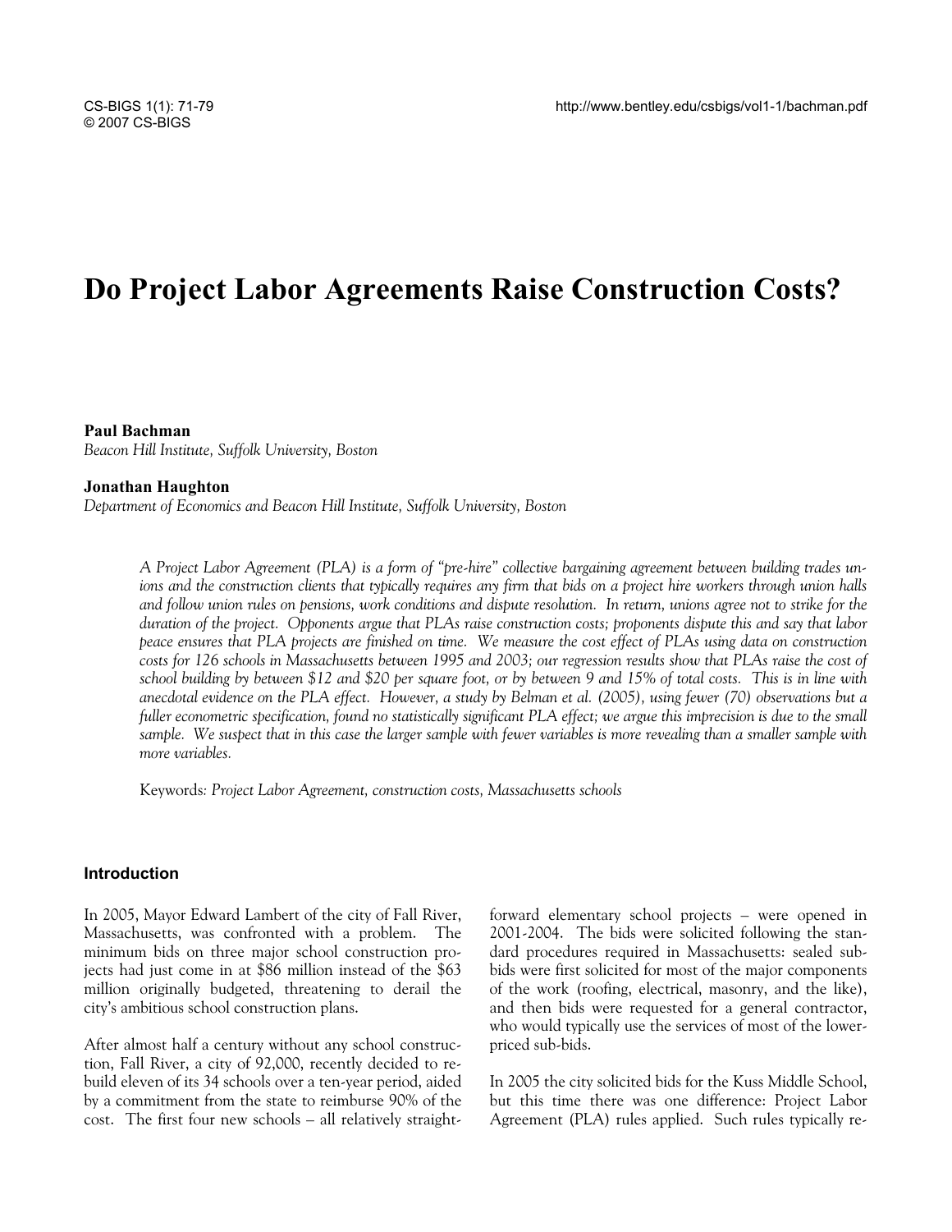# Do Project Labor Agreements Raise Construction Costs?

**Paul Bachman**
*Beacon Hill Institute, Suffolk University, Boston*

**Jonathan Haughton**
*Department of Economics and Beacon Hill Institute, Suffolk University, Boston*

*A Project Labor Agreement (PLA) is a form of "pre-hire" collective bargaining agreement between building trades unions and the construction clients that typically requires any firm that bids on a project hire workers through union halls and follow union rules on pensions, work conditions and dispute resolution. In return, unions agree not to strike for the duration of the project. Opponents argue that PLAs raise construction costs; proponents dispute this and say that labor peace ensures that PLA projects are finished on time. We measure the cost effect of PLAs using data on construction costs for 126 schools in Massachusetts between 1995 and 2003; our regression results show that PLAs raise the cost of school building by between \$12 and \$20 per square foot, or by between 9 and 15% of total costs. This is in line with anecdotal evidence on the PLA effect. However, a study by Belman et al. (2005), using fewer (70) observations but a fuller econometric specification, found no statistically significant PLA effect; we argue this imprecision is due to the small sample. We suspect that in this case the larger sample with fewer variables is more revealing than a smaller sample with more variables.*

Keywords: *Project Labor Agreement, construction costs, Massachusetts schools*

## Introduction

In 2005, Mayor Edward Lambert of the city of Fall River, Massachusetts, was confronted with a problem. The minimum bids on three major school construction projects had just come in at \$86 million instead of the \$63 million originally budgeted, threatening to derail the city's ambitious school construction plans.

After almost half a century without any school construction, Fall River, a city of 92,000, recently decided to rebuild eleven of its 34 schools over a ten-year period, aided by a commitment from the state to reimburse 90% of the cost. The first four new schools – all relatively straightforward elementary school projects – were opened in 2001-2004. The bids were solicited following the standard procedures required in Massachusetts: sealed sub-bids were first solicited for most of the major components of the work (roofing, electrical, masonry, and the like), and then bids were requested for a general contractor, who would typically use the services of most of the lower-priced sub-bids.

In 2005 the city solicited bids for the Kuss Middle School, but this time there was one difference: Project Labor Agreement (PLA) rules applied. Such rules typically re-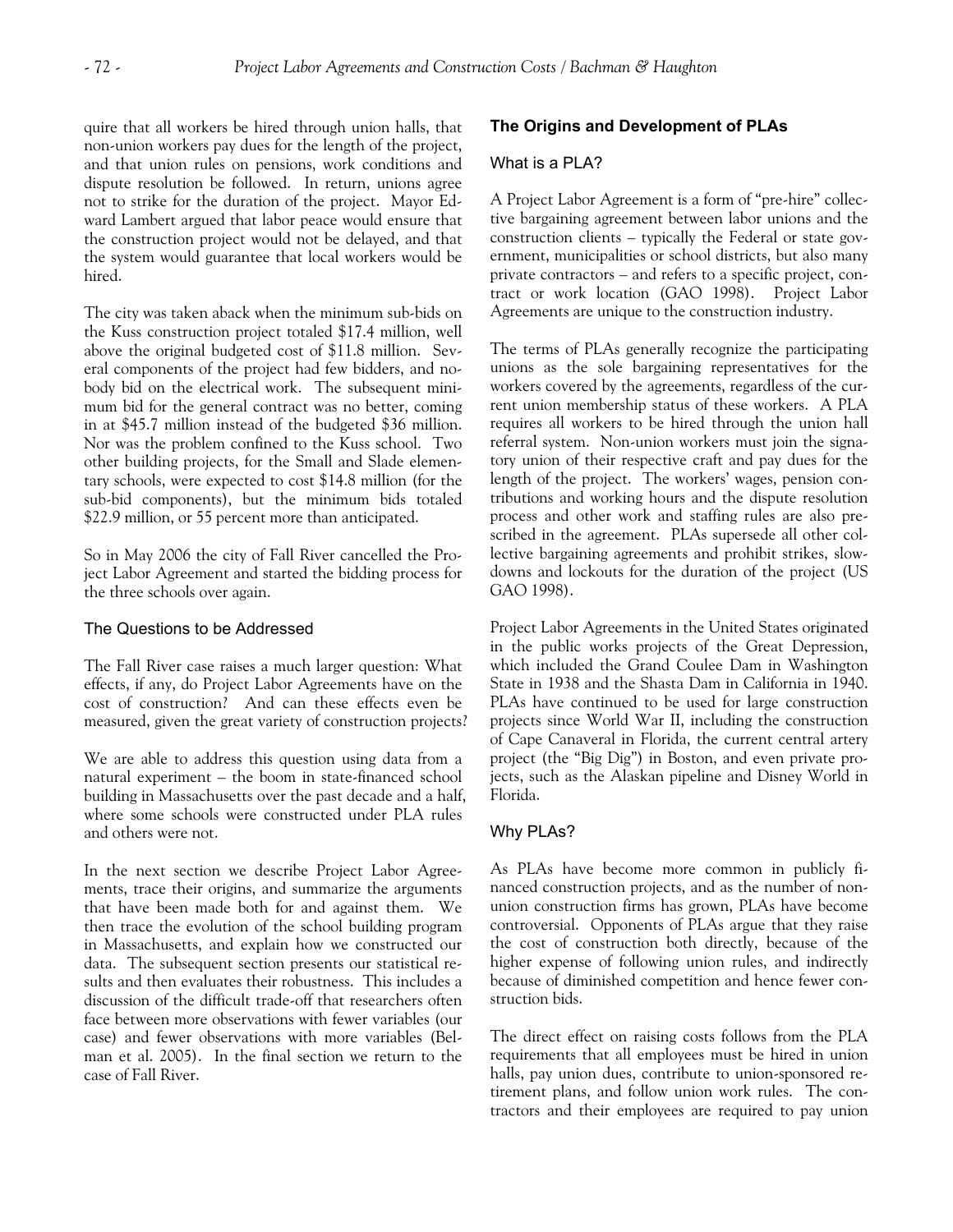quire that all workers be hired through union halls, that non-union workers pay dues for the length of the project, and that union rules on pensions, work conditions and dispute resolution be followed. In return, unions agree not to strike for the duration of the project. Mayor Edward Lambert argued that labor peace would ensure that the construction project would not be delayed, and that the system would guarantee that local workers would be hired.

The city was taken aback when the minimum sub-bids on the Kuss construction project totaled $17.4 million, well above the original budgeted cost of $11.8 million. Several components of the project had few bidders, and nobody bid on the electrical work. The subsequent minimum bid for the general contract was no better, coming in at $45.7 million instead of the budgeted $36 million. Nor was the problem confined to the Kuss school. Two other building projects, for the Small and Slade elementary schools, were expected to cost $14.8 million (for the sub-bid components), but the minimum bids totaled $22.9 million, or 55 percent more than anticipated.

So in May 2006 the city of Fall River cancelled the Project Labor Agreement and started the bidding process for the three schools over again.

### The Questions to be Addressed

The Fall River case raises a much larger question: What effects, if any, do Project Labor Agreements have on the cost of construction? And can these effects even be measured, given the great variety of construction projects?

We are able to address this question using data from a natural experiment – the boom in state-financed school building in Massachusetts over the past decade and a half, where some schools were constructed under PLA rules and others were not.

In the next section we describe Project Labor Agreements, trace their origins, and summarize the arguments that have been made both for and against them. We then trace the evolution of the school building program in Massachusetts, and explain how we constructed our data. The subsequent section presents our statistical results and then evaluates their robustness. This includes a discussion of the difficult trade-off that researchers often face between more observations with fewer variables (our case) and fewer observations with more variables (Belman et al. 2005). In the final section we return to the case of Fall River.

## The Origins and Development of PLAs

### What is a PLA?

A Project Labor Agreement is a form of "pre-hire" collective bargaining agreement between labor unions and the construction clients – typically the Federal or state government, municipalities or school districts, but also many private contractors – and refers to a specific project, contract or work location (GAO 1998). Project Labor Agreements are unique to the construction industry.

The terms of PLAs generally recognize the participating unions as the sole bargaining representatives for the workers covered by the agreements, regardless of the current union membership status of these workers. A PLA requires all workers to be hired through the union hall referral system. Non-union workers must join the signatory union of their respective craft and pay dues for the length of the project. The workers' wages, pension contributions and working hours and the dispute resolution process and other work and staffing rules are also prescribed in the agreement. PLAs supersede all other collective bargaining agreements and prohibit strikes, slowdowns and lockouts for the duration of the project (US GAO 1998).

Project Labor Agreements in the United States originated in the public works projects of the Great Depression, which included the Grand Coulee Dam in Washington State in 1938 and the Shasta Dam in California in 1940. PLAs have continued to be used for large construction projects since World War II, including the construction of Cape Canaveral in Florida, the current central artery project (the "Big Dig") in Boston, and even private projects, such as the Alaskan pipeline and Disney World in Florida.

### Why PLAs?

As PLAs have become more common in publicly financed construction projects, and as the number of non-union construction firms has grown, PLAs have become controversial. Opponents of PLAs argue that they raise the cost of construction both directly, because of the higher expense of following union rules, and indirectly because of diminished competition and hence fewer construction bids.

The direct effect on raising costs follows from the PLA requirements that all employees must be hired in union halls, pay union dues, contribute to union-sponsored retirement plans, and follow union work rules. The contractors and their employees are required to pay union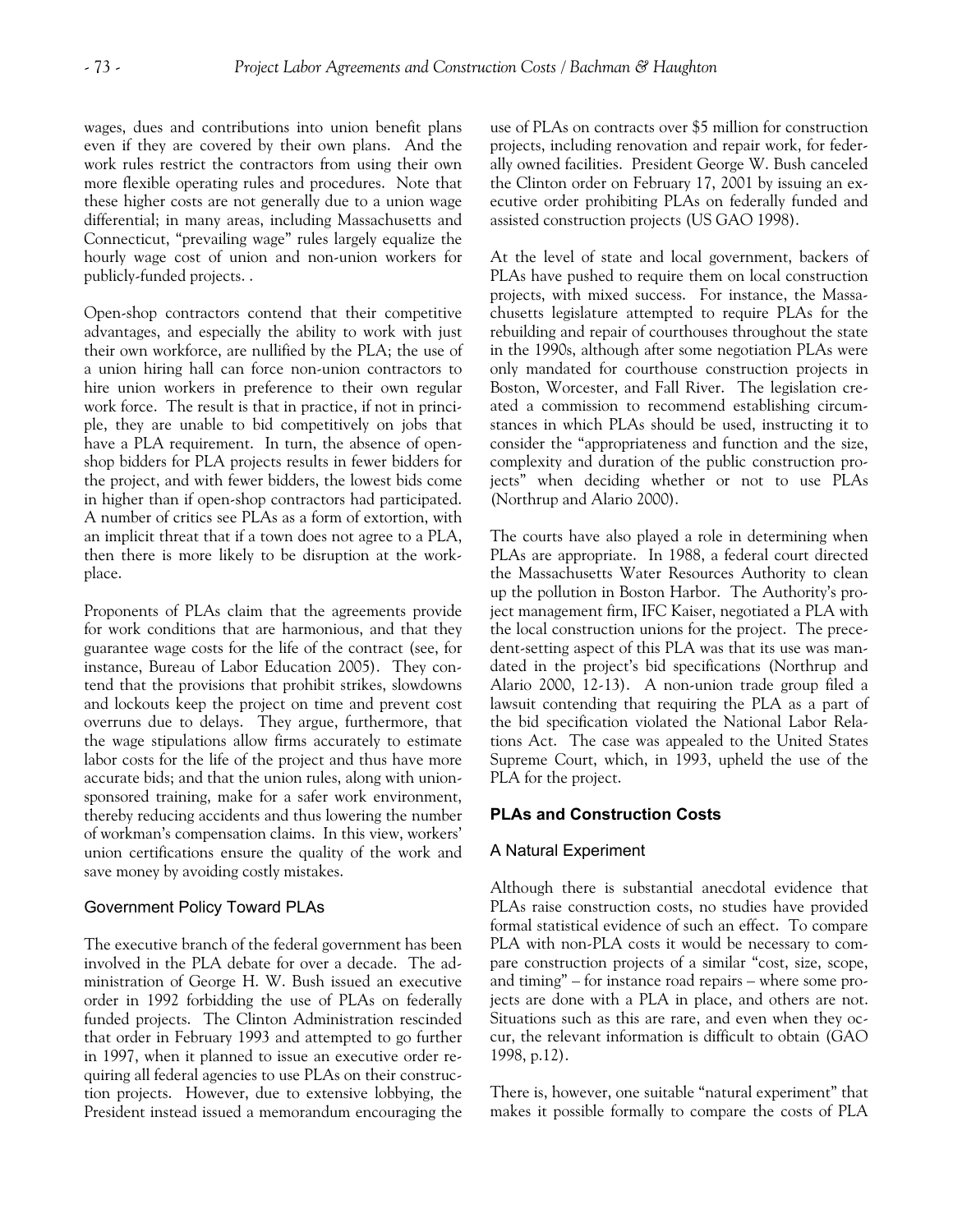wages, dues and contributions into union benefit plans even if they are covered by their own plans. And the work rules restrict the contractors from using their own more flexible operating rules and procedures. Note that these higher costs are not generally due to a union wage differential; in many areas, including Massachusetts and Connecticut, "prevailing wage" rules largely equalize the hourly wage cost of union and non-union workers for publicly-funded projects. .

Open-shop contractors contend that their competitive advantages, and especially the ability to work with just their own workforce, are nullified by the PLA; the use of a union hiring hall can force non-union contractors to hire union workers in preference to their own regular work force. The result is that in practice, if not in principle, they are unable to bid competitively on jobs that have a PLA requirement. In turn, the absence of open-shop bidders for PLA projects results in fewer bidders for the project, and with fewer bidders, the lowest bids come in higher than if open-shop contractors had participated. A number of critics see PLAs as a form of extortion, with an implicit threat that if a town does not agree to a PLA, then there is more likely to be disruption at the workplace.

Proponents of PLAs claim that the agreements provide for work conditions that are harmonious, and that they guarantee wage costs for the life of the contract (see, for instance, Bureau of Labor Education 2005). They contend that the provisions that prohibit strikes, slowdowns and lockouts keep the project on time and prevent cost overruns due to delays. They argue, furthermore, that the wage stipulations allow firms accurately to estimate labor costs for the life of the project and thus have more accurate bids; and that the union rules, along with union-sponsored training, make for a safer work environment, thereby reducing accidents and thus lowering the number of workman's compensation claims. In this view, workers' union certifications ensure the quality of the work and save money by avoiding costly mistakes.

### Government Policy Toward PLAs

The executive branch of the federal government has been involved in the PLA debate for over a decade. The administration of George H. W. Bush issued an executive order in 1992 forbidding the use of PLAs on federally funded projects. The Clinton Administration rescinded that order in February 1993 and attempted to go further in 1997, when it planned to issue an executive order requiring all federal agencies to use PLAs on their construction projects. However, due to extensive lobbying, the President instead issued a memorandum encouraging the use of PLAs on contracts over $5 million for construction projects, including renovation and repair work, for federally owned facilities. President George W. Bush canceled the Clinton order on February 17, 2001 by issuing an executive order prohibiting PLAs on federally funded and assisted construction projects (US GAO 1998).

At the level of state and local government, backers of PLAs have pushed to require them on local construction projects, with mixed success. For instance, the Massachusetts legislature attempted to require PLAs for the rebuilding and repair of courthouses throughout the state in the 1990s, although after some negotiation PLAs were only mandated for courthouse construction projects in Boston, Worcester, and Fall River. The legislation created a commission to recommend establishing circumstances in which PLAs should be used, instructing it to consider the "appropriateness and function and the size, complexity and duration of the public construction projects" when deciding whether or not to use PLAs (Northrup and Alario 2000).

The courts have also played a role in determining when PLAs are appropriate. In 1988, a federal court directed the Massachusetts Water Resources Authority to clean up the pollution in Boston Harbor. The Authority's project management firm, IFC Kaiser, negotiated a PLA with the local construction unions for the project. The precedent-setting aspect of this PLA was that its use was mandated in the project's bid specifications (Northrup and Alario 2000, 12-13). A non-union trade group filed a lawsuit contending that requiring the PLA as a part of the bid specification violated the National Labor Relations Act. The case was appealed to the United States Supreme Court, which, in 1993, upheld the use of the PLA for the project.

## PLAs and Construction Costs

### A Natural Experiment

Although there is substantial anecdotal evidence that PLAs raise construction costs, no studies have provided formal statistical evidence of such an effect. To compare PLA with non-PLA costs it would be necessary to compare construction projects of a similar "cost, size, scope, and timing" – for instance road repairs – where some projects are done with a PLA in place, and others are not. Situations such as this are rare, and even when they occur, the relevant information is difficult to obtain (GAO 1998, p.12).

There is, however, one suitable "natural experiment" that makes it possible formally to compare the costs of PLA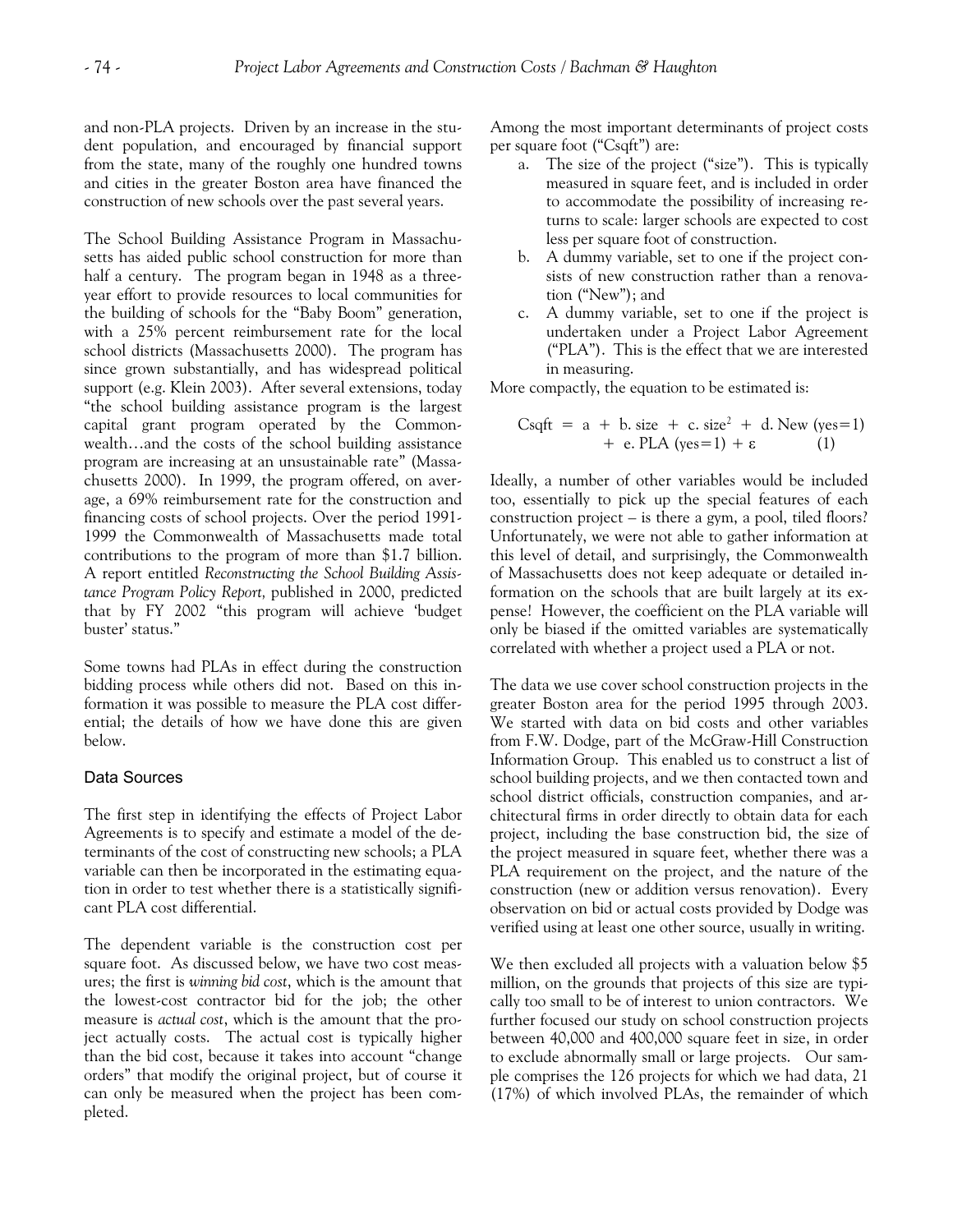and non-PLA projects. Driven by an increase in the student population, and encouraged by financial support from the state, many of the roughly one hundred towns and cities in the greater Boston area have financed the construction of new schools over the past several years.

The School Building Assistance Program in Massachusetts has aided public school construction for more than half a century. The program began in 1948 as a three-year effort to provide resources to local communities for the building of schools for the "Baby Boom" generation, with a 25% percent reimbursement rate for the local school districts (Massachusetts 2000). The program has since grown substantially, and has widespread political support (e.g. Klein 2003). After several extensions, today "the school building assistance program is the largest capital grant program operated by the Commonwealth…and the costs of the school building assistance program are increasing at an unsustainable rate" (Massachusetts 2000). In 1999, the program offered, on average, a 69% reimbursement rate for the construction and financing costs of school projects. Over the period 1991-1999 the Commonwealth of Massachusetts made total contributions to the program of more than $1.7 billion. A report entitled *Reconstructing the School Building Assistance Program Policy Report,* published in 2000, predicted that by FY 2002 "this program will achieve 'budget buster' status."

Some towns had PLAs in effect during the construction bidding process while others did not. Based on this information it was possible to measure the PLA cost differential; the details of how we have done this are given below.

## Data Sources

The first step in identifying the effects of Project Labor Agreements is to specify and estimate a model of the determinants of the cost of constructing new schools; a PLA variable can then be incorporated in the estimating equation in order to test whether there is a statistically significant PLA cost differential.

The dependent variable is the construction cost per square foot. As discussed below, we have two cost measures; the first is *winning bid cost*, which is the amount that the lowest-cost contractor bid for the job; the other measure is *actual cost*, which is the amount that the project actually costs. The actual cost is typically higher than the bid cost, because it takes into account "change orders" that modify the original project, but of course it can only be measured when the project has been completed.

Among the most important determinants of project costs per square foot ("Csqft") are:

a. The size of the project ("size"). This is typically measured in square feet, and is included in order to accommodate the possibility of increasing returns to scale: larger schools are expected to cost less per square foot of construction.
b. A dummy variable, set to one if the project consists of new construction rather than a renovation ("New"); and
c. A dummy variable, set to one if the project is undertaken under a Project Labor Agreement ("PLA"). This is the effect that we are interested in measuring.

More compactly, the equation to be estimated is:

$$\text{Csqft} = a + b.\,\text{size} + c.\,\text{size}^2 + d.\,\text{New (yes=1)} + e.\,\text{PLA (yes=1)} + \varepsilon \qquad (1)$$

Ideally, a number of other variables would be included too, essentially to pick up the special features of each construction project – is there a gym, a pool, tiled floors? Unfortunately, we were not able to gather information at this level of detail, and surprisingly, the Commonwealth of Massachusetts does not keep adequate or detailed information on the schools that are built largely at its expense! However, the coefficient on the PLA variable will only be biased if the omitted variables are systematically correlated with whether a project used a PLA or not.

The data we use cover school construction projects in the greater Boston area for the period 1995 through 2003. We started with data on bid costs and other variables from F.W. Dodge, part of the McGraw-Hill Construction Information Group. This enabled us to construct a list of school building projects, and we then contacted town and school district officials, construction companies, and architectural firms in order directly to obtain data for each project, including the base construction bid, the size of the project measured in square feet, whether there was a PLA requirement on the project, and the nature of the construction (new or addition versus renovation). Every observation on bid or actual costs provided by Dodge was verified using at least one other source, usually in writing.

We then excluded all projects with a valuation below $5 million, on the grounds that projects of this size are typically too small to be of interest to union contractors. We further focused our study on school construction projects between 40,000 and 400,000 square feet in size, in order to exclude abnormally small or large projects. Our sample comprises the 126 projects for which we had data, 21 (17%) of which involved PLAs, the remainder of which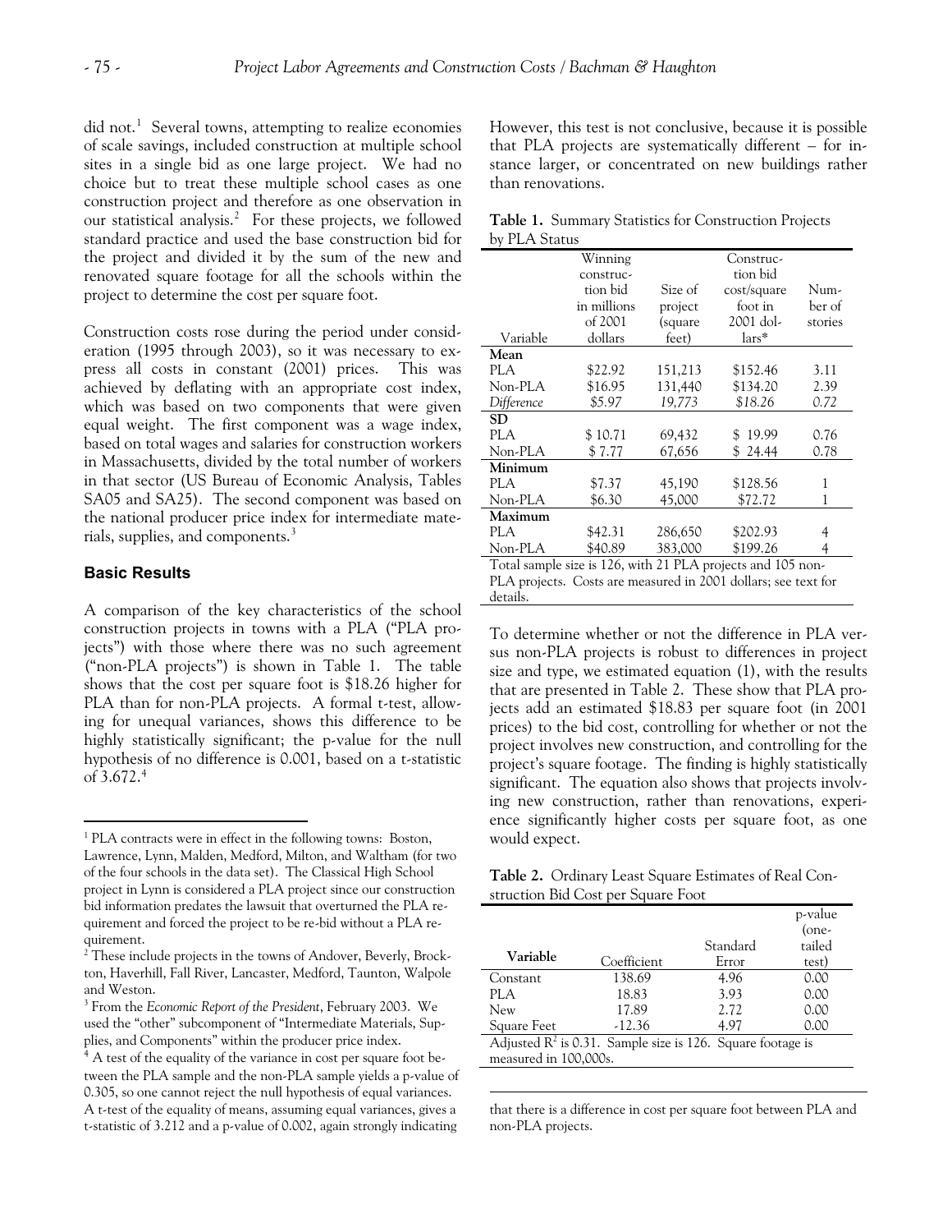did not.[1] Several towns, attempting to realize economies of scale savings, included construction at multiple school sites in a single bid as one large project. We had no choice but to treat these multiple school cases as one construction project and therefore as one observation in our statistical analysis.[2] For these projects, we followed standard practice and used the base construction bid for the project and divided it by the sum of the new and renovated square footage for all the schools within the project to determine the cost per square foot.

Construction costs rose during the period under consideration (1995 through 2003), so it was necessary to express all costs in constant (2001) prices. This was achieved by deflating with an appropriate cost index, which was based on two components that were given equal weight. The first component was a wage index, based on total wages and salaries for construction workers in Massachusetts, divided by the total number of workers in that sector (US Bureau of Economic Analysis, Tables SA05 and SA25). The second component was based on the national producer price index for intermediate materials, supplies, and components.[3]

### Basic Results

A comparison of the key characteristics of the school construction projects in towns with a PLA ("PLA projects") with those where there was no such agreement ("non-PLA projects") is shown in Table 1. The table shows that the cost per square foot is $18.26 higher for PLA than for non-PLA projects. A formal t-test, allowing for unequal variances, shows this difference to be highly statistically significant; the p-value for the null hypothesis of no difference is 0.001, based on a t-statistic of 3.672.[4]

However, this test is not conclusive, because it is possible that PLA projects are systematically different – for instance larger, or concentrated on new buildings rather than renovations.

**Table 1.** Summary Statistics for Construction Projects by PLA Status

| Variable | Winning construction bid in millions of 2001 dollars | Size of project (square feet) | Construction bid cost/square foot in 2001 dollars* | Number of stories |
|---|---|---|---|---|
| **Mean** | | | | |
| PLA | $22.92 | 151,213 | $152.46 | 3.11 |
| Non-PLA | $16.95 | 131,440 | $134.20 | 2.39 |
| *Difference* | *$5.97* | *19,773* | *$18.26* | *0.72* |
| **SD** | | | | |
| PLA | $ 10.71 | 69,432 | $ 19.99 | 0.76 |
| Non-PLA | $ 7.77 | 67,656 | $ 24.44 | 0.78 |
| **Minimum** | | | | |
| PLA | $7.37 | 45,190 | $128.56 | 1 |
| Non-PLA | $6.30 | 45,000 | $72.72 | 1 |
| **Maximum** | | | | |
| PLA | $42.31 | 286,650 | $202.93 | 4 |
| Non-PLA | $40.89 | 383,000 | $199.26 | 4 |

Total sample size is 126, with 21 PLA projects and 105 non-PLA projects. Costs are measured in 2001 dollars; see text for details.

To determine whether or not the difference in PLA versus non-PLA projects is robust to differences in project size and type, we estimated equation (1), with the results that are presented in Table 2. These show that PLA projects add an estimated $18.83 per square foot (in 2001 prices) to the bid cost, controlling for whether or not the project involves new construction, and controlling for the project's square footage. The finding is highly statistically significant. The equation also shows that projects involving new construction, rather than renovations, experience significantly higher costs per square foot, as one would expect.

**Table 2.** Ordinary Least Square Estimates of Real Construction Bid Cost per Square Foot

| Variable | Coefficient | Standard Error | p-value (one-tailed test) |
|---|---|---|---|
| Constant | 138.69 | 4.96 | 0.00 |
| PLA | 18.83 | 3.93 | 0.00 |
| New | 17.89 | 2.72 | 0.00 |
| Square Feet | -12.36 | 4.97 | 0.00 |

Adjusted $R^2$ is 0.31. Sample size is 126. Square footage is measured in 100,000s.

---

[1] PLA contracts were in effect in the following towns: Boston, Lawrence, Lynn, Malden, Medford, Milton, and Waltham (for two of the four schools in the data set). The Classical High School project in Lynn is considered a PLA project since our construction bid information predates the lawsuit that overturned the PLA requirement and forced the project to be re-bid without a PLA requirement.

[2] These include projects in the towns of Andover, Beverly, Brockton, Haverhill, Fall River, Lancaster, Medford, Taunton, Walpole and Weston.

[3] From the *Economic Report of the President*, February 2003. We used the "other" subcomponent of "Intermediate Materials, Supplies, and Components" within the producer price index.

[4] A test of the equality of the variance in cost per square foot between the PLA sample and the non-PLA sample yields a p-value of 0.305, so one cannot reject the null hypothesis of equal variances. A t-test of the equality of means, assuming equal variances, gives a t-statistic of 3.212 and a p-value of 0.002, again strongly indicating that there is a difference in cost per square foot between PLA and non-PLA projects.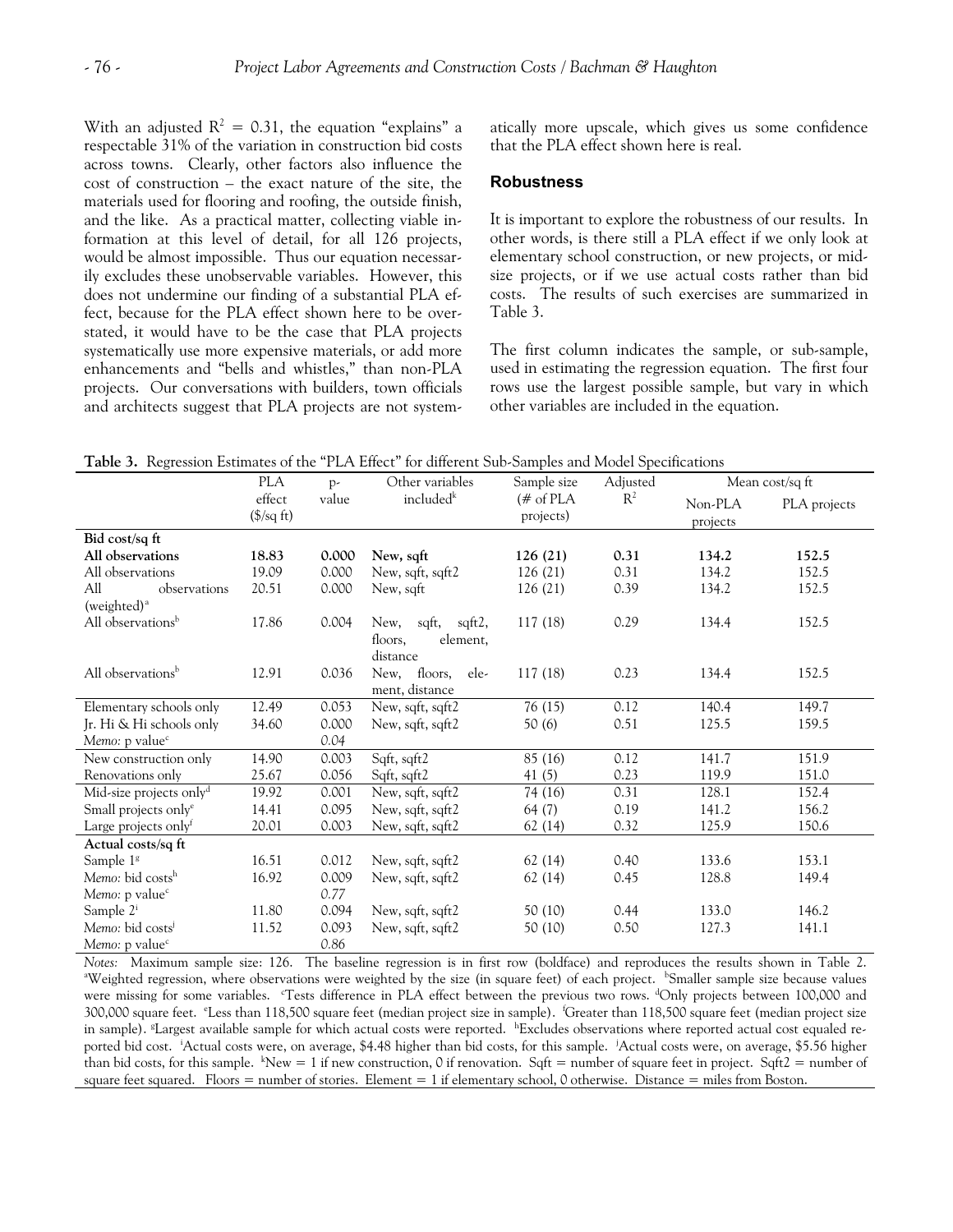With an adjusted $R^2 = 0.31$, the equation "explains" a respectable 31% of the variation in construction bid costs across towns. Clearly, other factors also influence the cost of construction – the exact nature of the site, the materials used for flooring and roofing, the outside finish, and the like. As a practical matter, collecting viable information at this level of detail, for all 126 projects, would be almost impossible. Thus our equation necessarily excludes these unobservable variables. However, this does not undermine our finding of a substantial PLA effect, because for the PLA effect shown here to be overstated, it would have to be the case that PLA projects systematically use more expensive materials, or add more enhancements and "bells and whistles," than non-PLA projects. Our conversations with builders, town officials and architects suggest that PLA projects are not systematically more upscale, which gives us some confidence that the PLA effect shown here is real.

## Robustness

It is important to explore the robustness of our results. In other words, is there still a PLA effect if we only look at elementary school construction, or new projects, or mid-size projects, or if we use actual costs rather than bid costs. The results of such exercises are summarized in Table 3.

The first column indicates the sample, or sub-sample, used in estimating the regression equation. The first four rows use the largest possible sample, but vary in which other variables are included in the equation.

**Table 3.** Regression Estimates of the "PLA Effect" for different Sub-Samples and Model Specifications

| | PLA effect ($/sq ft) | p-value | Other variables included[k] | Sample size (# of PLA projects) | Adjusted $R^2$ | Mean cost/sq ft | |
|---|---|---|---|---|---|---|---|
| | | | | | | Non-PLA projects | PLA projects |
| **Bid cost/sq ft** | | | | | | | |
| **All observations** | **18.83** | **0.000** | **New, sqft** | **126 (21)** | **0.31** | **134.2** | **152.5** |
| All observations | 19.09 | 0.000 | New, sqft, sqft2 | 126 (21) | 0.31 | 134.2 | 152.5 |
| All observations (weighted)[a] | 20.51 | 0.000 | New, sqft | 126 (21) | 0.39 | 134.2 | 152.5 |
| All observations[b] | 17.86 | 0.004 | New, sqft, sqft2, floors, element, distance | 117 (18) | 0.29 | 134.4 | 152.5 |
| All observations[b] | 12.91 | 0.036 | New, floors, element, distance | 117 (18) | 0.23 | 134.4 | 152.5 |
| Elementary schools only | 12.49 | 0.053 | New, sqft, sqft2 | 76 (15) | 0.12 | 140.4 | 149.7 |
| Jr. Hi & Hi schools only | 34.60 | 0.000 | New, sqft, sqft2 | 50 (6) | 0.51 | 125.5 | 159.5 |
| *Memo:* p value[c] | | *0.04* | | | | | |
| New construction only | 14.90 | 0.003 | Sqft, sqft2 | 85 (16) | 0.12 | 141.7 | 151.9 |
| Renovations only | 25.67 | 0.056 | Sqft, sqft2 | 41 (5) | 0.23 | 119.9 | 151.0 |
| Mid-size projects only[d] | 19.92 | 0.001 | New, sqft, sqft2 | 74 (16) | 0.31 | 128.1 | 152.4 |
| Small projects only[e] | 14.41 | 0.095 | New, sqft, sqft2 | 64 (7) | 0.19 | 141.2 | 156.2 |
| Large projects only[f] | 20.01 | 0.003 | New, sqft, sqft2 | 62 (14) | 0.32 | 125.9 | 150.6 |
| **Actual costs/sq ft** | | | | | | | |
| Sample 1[g] | 16.51 | 0.012 | New, sqft, sqft2 | 62 (14) | 0.40 | 133.6 | 153.1 |
| *Memo:* bid costs[h] | 16.92 | 0.009 | New, sqft, sqft2 | 62 (14) | 0.45 | 128.8 | 149.4 |
| *Memo:* p value[c] | | *0.77* | | | | | |
| Sample 2[i] | 11.80 | 0.094 | New, sqft, sqft2 | 50 (10) | 0.44 | 133.0 | 146.2 |
| *Memo:* bid costs[j] | 11.52 | 0.093 | New, sqft, sqft2 | 50 (10) | 0.50 | 127.3 | 141.1 |
| *Memo:* p value[c] | | *0.86* | | | | | |

*Notes:* Maximum sample size: 126. The baseline regression is in first row (boldface) and reproduces the results shown in Table 2. [a]Weighted regression, where observations were weighted by the size (in square feet) of each project. [b]Smaller sample size because values were missing for some variables. [c]Tests difference in PLA effect between the previous two rows. [d]Only projects between 100,000 and 300,000 square feet. [e]Less than 118,500 square feet (median project size in sample). [f]Greater than 118,500 square feet (median project size in sample). [g]Largest available sample for which actual costs were reported. [h]Excludes observations where reported actual cost equaled reported bid cost. [i]Actual costs were, on average, $4.48 higher than bid costs, for this sample. [j]Actual costs were, on average, $5.56 higher than bid costs, for this sample. [k]New = 1 if new construction, 0 if renovation. Sqft = number of square feet in project. Sqft2 = number of square feet squared. Floors = number of stories. Element = 1 if elementary school, 0 otherwise. Distance = miles from Boston.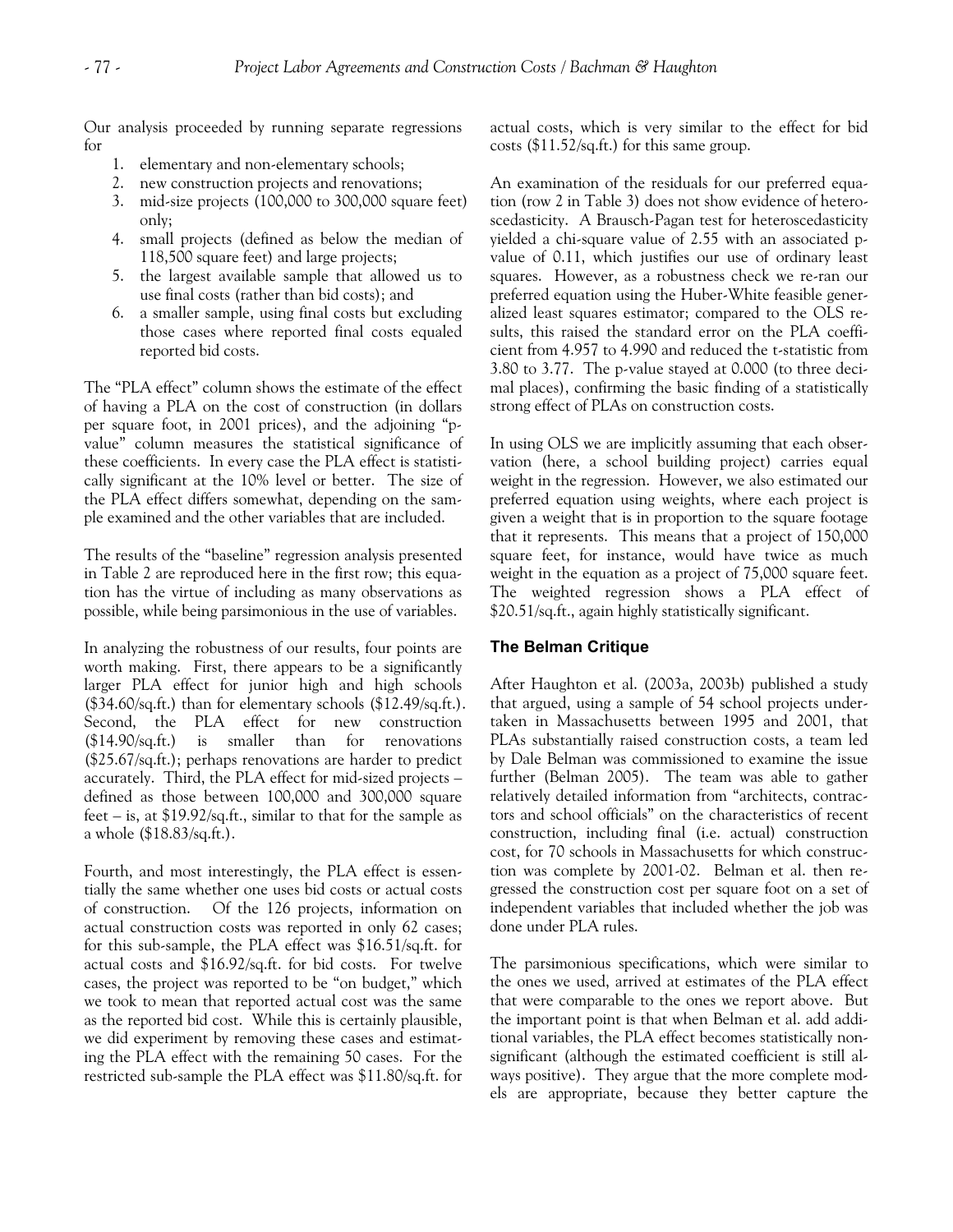Our analysis proceeded by running separate regressions for

1. elementary and non-elementary schools;
2. new construction projects and renovations;
3. mid-size projects (100,000 to 300,000 square feet) only;
4. small projects (defined as below the median of 118,500 square feet) and large projects;
5. the largest available sample that allowed us to use final costs (rather than bid costs); and
6. a smaller sample, using final costs but excluding those cases where reported final costs equaled reported bid costs.

The "PLA effect" column shows the estimate of the effect of having a PLA on the cost of construction (in dollars per square foot, in 2001 prices), and the adjoining "p-value" column measures the statistical significance of these coefficients. In every case the PLA effect is statistically significant at the 10% level or better. The size of the PLA effect differs somewhat, depending on the sample examined and the other variables that are included.

The results of the "baseline" regression analysis presented in Table 2 are reproduced here in the first row; this equation has the virtue of including as many observations as possible, while being parsimonious in the use of variables.

In analyzing the robustness of our results, four points are worth making. First, there appears to be a significantly larger PLA effect for junior high and high schools ($34.60/sq.ft.) than for elementary schools ($12.49/sq.ft.). Second, the PLA effect for new construction ($14.90/sq.ft.) is smaller than for renovations ($25.67/sq.ft.); perhaps renovations are harder to predict accurately. Third, the PLA effect for mid-sized projects – defined as those between 100,000 and 300,000 square feet – is, at $19.92/sq.ft., similar to that for the sample as a whole ($18.83/sq.ft.).

Fourth, and most interestingly, the PLA effect is essentially the same whether one uses bid costs or actual costs of construction. Of the 126 projects, information on actual construction costs was reported in only 62 cases; for this sub-sample, the PLA effect was $16.51/sq.ft. for actual costs and $16.92/sq.ft. for bid costs. For twelve cases, the project was reported to be "on budget," which we took to mean that reported actual cost was the same as the reported bid cost. While this is certainly plausible, we did experiment by removing these cases and estimating the PLA effect with the remaining 50 cases. For the restricted sub-sample the PLA effect was $11.80/sq.ft. for actual costs, which is very similar to the effect for bid costs ($11.52/sq.ft.) for this same group.

An examination of the residuals for our preferred equation (row 2 in Table 3) does not show evidence of heteroscedasticity. A Brausch-Pagan test for heteroscedasticity yielded a chi-square value of 2.55 with an associated p-value of 0.11, which justifies our use of ordinary least squares. However, as a robustness check we re-ran our preferred equation using the Huber-White feasible generalized least squares estimator; compared to the OLS results, this raised the standard error on the PLA coefficient from 4.957 to 4.990 and reduced the t-statistic from 3.80 to 3.77. The p-value stayed at 0.000 (to three decimal places), confirming the basic finding of a statistically strong effect of PLAs on construction costs.

In using OLS we are implicitly assuming that each observation (here, a school building project) carries equal weight in the regression. However, we also estimated our preferred equation using weights, where each project is given a weight that is in proportion to the square footage that it represents. This means that a project of 150,000 square feet, for instance, would have twice as much weight in the equation as a project of 75,000 square feet. The weighted regression shows a PLA effect of $20.51/sq.ft., again highly statistically significant.

### The Belman Critique

After Haughton et al. (2003a, 2003b) published a study that argued, using a sample of 54 school projects undertaken in Massachusetts between 1995 and 2001, that PLAs substantially raised construction costs, a team led by Dale Belman was commissioned to examine the issue further (Belman 2005). The team was able to gather relatively detailed information from "architects, contractors and school officials" on the characteristics of recent construction, including final (i.e. actual) construction cost, for 70 schools in Massachusetts for which construction was complete by 2001-02. Belman et al. then regressed the construction cost per square foot on a set of independent variables that included whether the job was done under PLA rules.

The parsimonious specifications, which were similar to the ones we used, arrived at estimates of the PLA effect that were comparable to the ones we report above. But the important point is that when Belman et al. add additional variables, the PLA effect becomes statistically nonsignificant (although the estimated coefficient is still always positive). They argue that the more complete models are appropriate, because they better capture the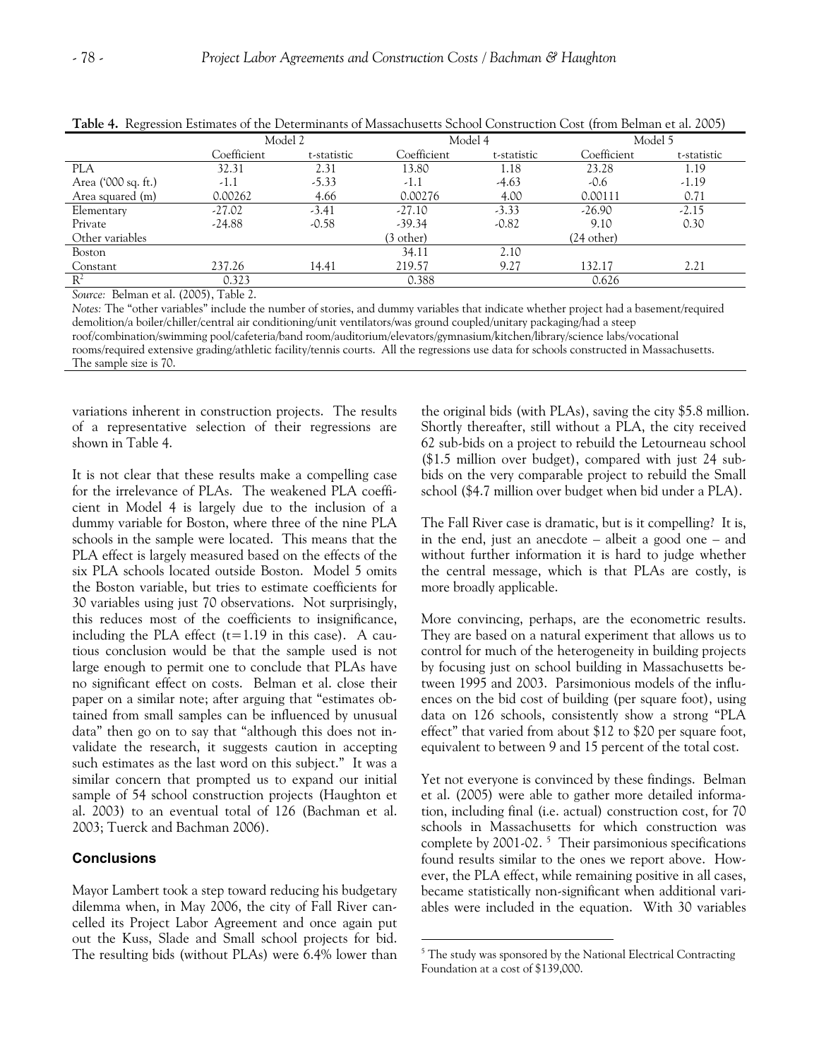**Table 4.** Regression Estimates of the Determinants of Massachusetts School Construction Cost (from Belman et al. 2005)

| | Model 2 | | Model 4 | | Model 5 | |
|---|---|---|---|---|---|---|
| | Coefficient | t-statistic | Coefficient | t-statistic | Coefficient | t-statistic |
| PLA | 32.31 | 2.31 | 13.80 | 1.18 | 23.28 | 1.19 |
| Area ('000 sq. ft.) | -1.1 | -5.33 | -1.1 | -4.63 | -0.6 | -1.19 |
| Area squared (m) | 0.00262 | 4.66 | 0.00276 | 4.00 | 0.00111 | 0.71 |
| Elementary | -27.02 | -3.41 | -27.10 | -3.33 | -26.90 | -2.15 |
| Private | -24.88 | -0.58 | -39.34 | -0.82 | 9.10 | 0.30 |
| Other variables | | | (3 other) | | (24 other) | |
| Boston | | | 34.11 | 2.10 | | |
| Constant | 237.26 | 14.41 | 219.57 | 9.27 | 132.17 | 2.21 |
| $R^2$ | 0.323 | | 0.388 | | 0.626 | |

*Source:* Belman et al. (2005), Table 2.

*Notes:* The "other variables" include the number of stories, and dummy variables that indicate whether project had a basement/required demolition/a boiler/chiller/central air conditioning/unit ventilators/was ground coupled/unitary packaging/had a steep roof/combination/swimming pool/cafeteria/band room/auditorium/elevators/gymnasium/kitchen/library/science labs/vocational rooms/required extensive grading/athletic facility/tennis courts. All the regressions use data for schools constructed in Massachusetts. The sample size is 70.

variations inherent in construction projects. The results of a representative selection of their regressions are shown in Table 4.

It is not clear that these results make a compelling case for the irrelevance of PLAs. The weakened PLA coefficient in Model 4 is largely due to the inclusion of a dummy variable for Boston, where three of the nine PLA schools in the sample were located. This means that the PLA effect is largely measured based on the effects of the six PLA schools located outside Boston. Model 5 omits the Boston variable, but tries to estimate coefficients for 30 variables using just 70 observations. Not surprisingly, this reduces most of the coefficients to insignificance, including the PLA effect ($t=1.19$ in this case). A cautious conclusion would be that the sample used is not large enough to permit one to conclude that PLAs have no significant effect on costs. Belman et al. close their paper on a similar note; after arguing that "estimates obtained from small samples can be influenced by unusual data" then go on to say that "although this does not invalidate the research, it suggests caution in accepting such estimates as the last word on this subject." It was a similar concern that prompted us to expand our initial sample of 54 school construction projects (Haughton et al. 2003) to an eventual total of 126 (Bachman et al. 2003; Tuerck and Bachman 2006).

## Conclusions

Mayor Lambert took a step toward reducing his budgetary dilemma when, in May 2006, the city of Fall River cancelled its Project Labor Agreement and once again put out the Kuss, Slade and Small school projects for bid. The resulting bids (without PLAs) were 6.4% lower than the original bids (with PLAs), saving the city $5.8 million. Shortly thereafter, still without a PLA, the city received 62 sub-bids on a project to rebuild the Letourneau school ($1.5 million over budget), compared with just 24 sub-bids on the very comparable project to rebuild the Small school ($4.7 million over budget when bid under a PLA).

The Fall River case is dramatic, but is it compelling? It is, in the end, just an anecdote – albeit a good one – and without further information it is hard to judge whether the central message, which is that PLAs are costly, is more broadly applicable.

More convincing, perhaps, are the econometric results. They are based on a natural experiment that allows us to control for much of the heterogeneity in building projects by focusing just on school building in Massachusetts between 1995 and 2003. Parsimonious models of the influences on the bid cost of building (per square foot), using data on 126 schools, consistently show a strong "PLA effect" that varied from about $12 to $20 per square foot, equivalent to between 9 and 15 percent of the total cost.

Yet not everyone is convinced by these findings. Belman et al. (2005) were able to gather more detailed information, including final (i.e. actual) construction cost, for 70 schools in Massachusetts for which construction was complete by 2001-02.[5] Their parsimonious specifications found results similar to the ones we report above. However, the PLA effect, while remaining positive in all cases, became statistically non-significant when additional variables were included in the equation. With 30 variables

[5] The study was sponsored by the National Electrical Contracting Foundation at a cost of $139,000.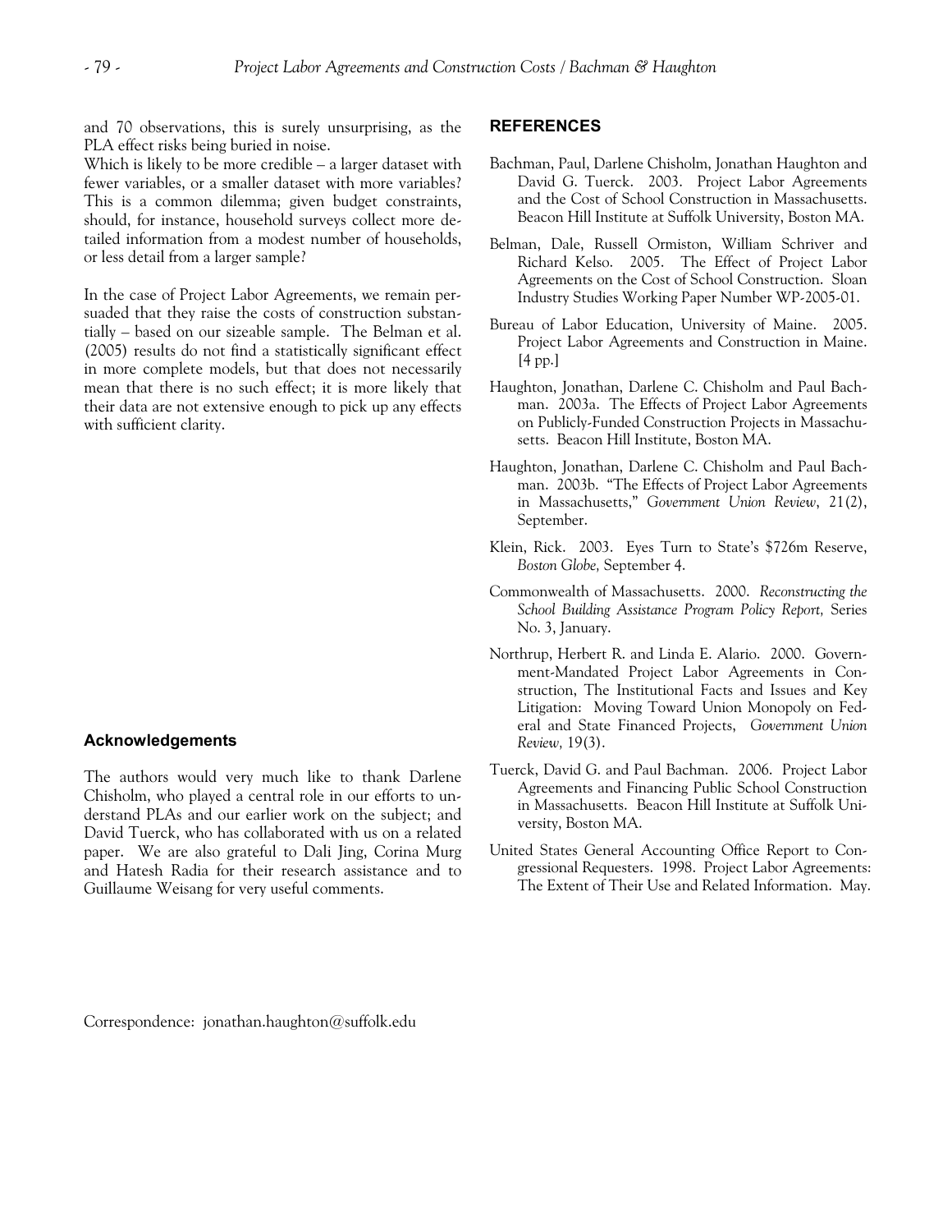and 70 observations, this is surely unsurprising, as the PLA effect risks being buried in noise.

Which is likely to be more credible – a larger dataset with fewer variables, or a smaller dataset with more variables? This is a common dilemma; given budget constraints, should, for instance, household surveys collect more detailed information from a modest number of households, or less detail from a larger sample?

In the case of Project Labor Agreements, we remain persuaded that they raise the costs of construction substantially – based on our sizeable sample. The Belman et al. (2005) results do not find a statistically significant effect in more complete models, but that does not necessarily mean that there is no such effect; it is more likely that their data are not extensive enough to pick up any effects with sufficient clarity.

## Acknowledgements

The authors would very much like to thank Darlene Chisholm, who played a central role in our efforts to understand PLAs and our earlier work on the subject; and David Tuerck, who has collaborated with us on a related paper. We are also grateful to Dali Jing, Corina Murg and Hatesh Radia for their research assistance and to Guillaume Weisang for very useful comments.

Correspondence: jonathan.haughton@suffolk.edu

## REFERENCES

Bachman, Paul, Darlene Chisholm, Jonathan Haughton and David G. Tuerck. 2003. Project Labor Agreements and the Cost of School Construction in Massachusetts. Beacon Hill Institute at Suffolk University, Boston MA.

Belman, Dale, Russell Ormiston, William Schriver and Richard Kelso. 2005. The Effect of Project Labor Agreements on the Cost of School Construction. Sloan Industry Studies Working Paper Number WP-2005-01.

Bureau of Labor Education, University of Maine. 2005. Project Labor Agreements and Construction in Maine. [4 pp.]

Haughton, Jonathan, Darlene C. Chisholm and Paul Bachman. 2003a. The Effects of Project Labor Agreements on Publicly-Funded Construction Projects in Massachusetts. Beacon Hill Institute, Boston MA.

Haughton, Jonathan, Darlene C. Chisholm and Paul Bachman. 2003b. "The Effects of Project Labor Agreements in Massachusetts," *Government Union Review*, 21(2), September.

Klein, Rick. 2003. Eyes Turn to State's $726m Reserve, *Boston Globe,* September 4.

Commonwealth of Massachusetts. 2000. *Reconstructing the School Building Assistance Program Policy Report,* Series No. 3, January.

Northrup, Herbert R. and Linda E. Alario. 2000. Government-Mandated Project Labor Agreements in Construction, The Institutional Facts and Issues and Key Litigation: Moving Toward Union Monopoly on Federal and State Financed Projects, *Government Union Review,* 19(3).

Tuerck, David G. and Paul Bachman. 2006. Project Labor Agreements and Financing Public School Construction in Massachusetts. Beacon Hill Institute at Suffolk University, Boston MA.

United States General Accounting Office Report to Congressional Requesters. 1998. Project Labor Agreements: The Extent of Their Use and Related Information. May.